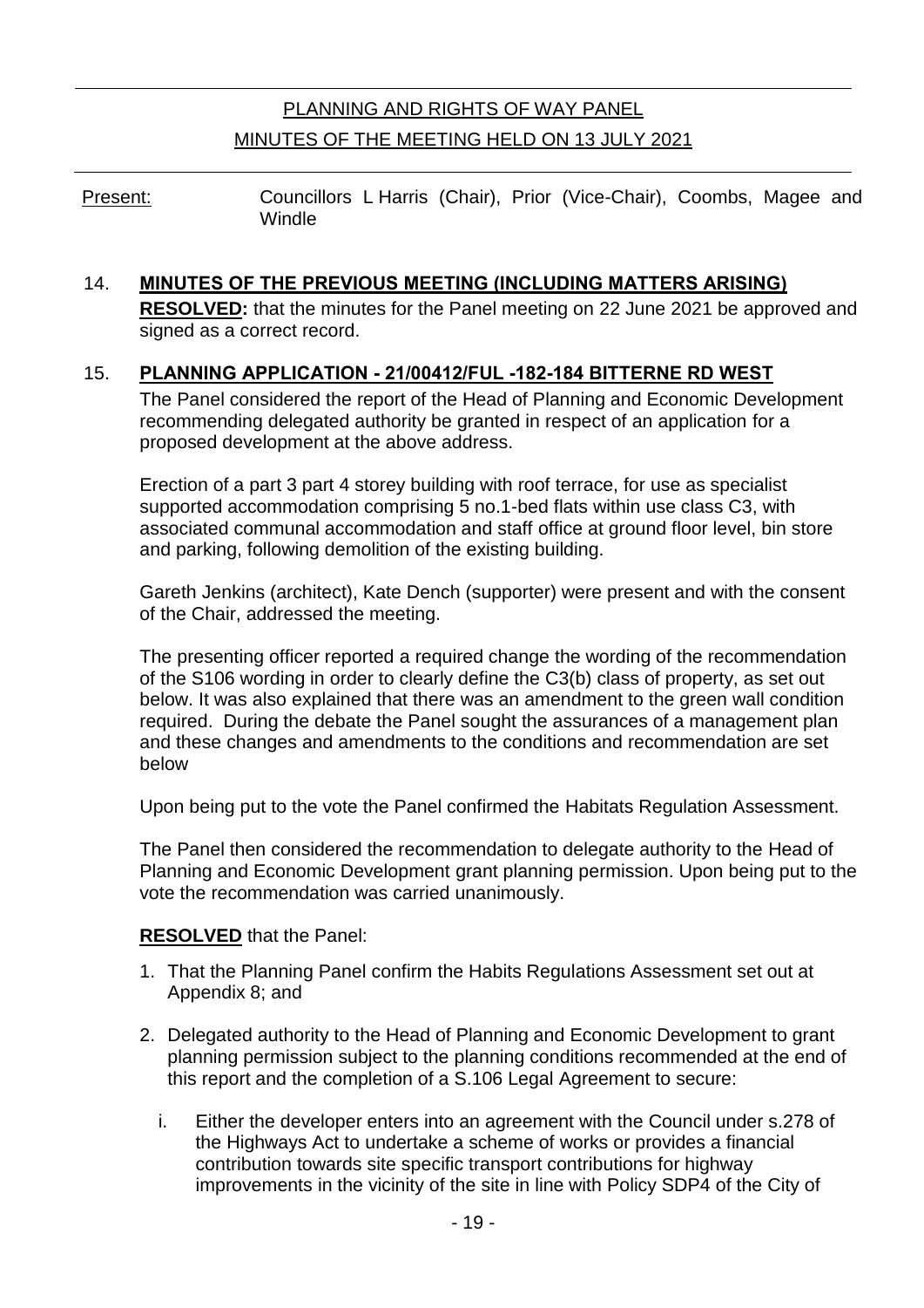# PLANNING AND RIGHTS OF WAY PANEL

## MINUTES OF THE MEETING HELD ON 13 JULY 2021

Present: Councillors L Harris (Chair), Prior (Vice-Chair), Coombs, Magee and Windle

### 14. MINUTES OF THE PREVIOUS MEETING (INCLUDING MATTERS ARISING)

**RESOLVED:** that the minutes for the Panel meeting on 22 June 2021 be approved and signed as a correct record.

### 15. PLANNING APPLICATION - 21/00412/FUL -182-184 BITTERNE RD WEST

The Panel considered the report of the Head of Planning and Economic Development recommending delegated authority be granted in respect of an application for a proposed development at the above address.

Erection of a part 3 part 4 storey building with roof terrace, for use as specialist supported accommodation comprising 5 no.1-bed flats within use class C3, with associated communal accommodation and staff office at ground floor level, bin store and parking, following demolition of the existing building.

Gareth Jenkins (architect), Kate Dench (supporter) were present and with the consent of the Chair, addressed the meeting.

The presenting officer reported a required change the wording of the recommendation of the S106 wording in order to clearly define the C3(b) class of property, as set out below. It was also explained that there was an amendment to the green wall condition required. During the debate the Panel sought the assurances of a management plan and these changes and amendments to the conditions and recommendation are set below

Upon being put to the vote the Panel confirmed the Habitats Regulation Assessment.

The Panel then considered the recommendation to delegate authority to the Head of Planning and Economic Development grant planning permission. Upon being put to the vote the recommendation was carried unanimously.

**RESOLVED** that the Panel:

1. That the Planning Panel confirm the Habits Regulations Assessment set out at Appendix 8; and
2. Delegated authority to the Head of Planning and Economic Development to grant planning permission subject to the planning conditions recommended at the end of this report and the completion of a S.106 Legal Agreement to secure:
   i. Either the developer enters into an agreement with the Council under s.278 of the Highways Act to undertake a scheme of works or provides a financial contribution towards site specific transport contributions for highway improvements in the vicinity of the site in line with Policy SDP4 of the City of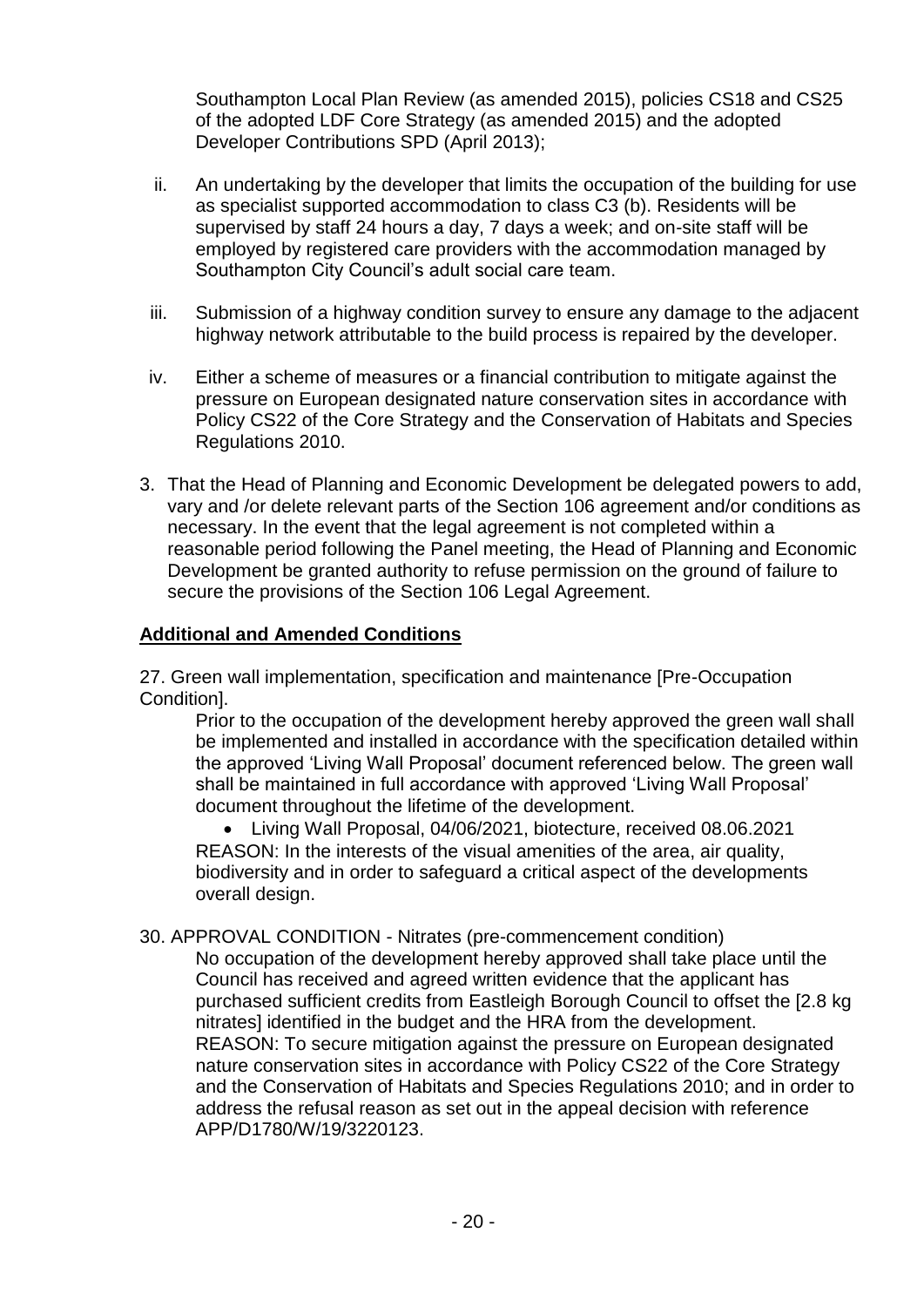Southampton Local Plan Review (as amended 2015), policies CS18 and CS25 of the adopted LDF Core Strategy (as amended 2015) and the adopted Developer Contributions SPD (April 2013);

ii. An undertaking by the developer that limits the occupation of the building for use as specialist supported accommodation to class C3 (b). Residents will be supervised by staff 24 hours a day, 7 days a week; and on-site staff will be employed by registered care providers with the accommodation managed by Southampton City Council's adult social care team.

iii. Submission of a highway condition survey to ensure any damage to the adjacent highway network attributable to the build process is repaired by the developer.

iv. Either a scheme of measures or a financial contribution to mitigate against the pressure on European designated nature conservation sites in accordance with Policy CS22 of the Core Strategy and the Conservation of Habitats and Species Regulations 2010.

3. That the Head of Planning and Economic Development be delegated powers to add, vary and /or delete relevant parts of the Section 106 agreement and/or conditions as necessary. In the event that the legal agreement is not completed within a reasonable period following the Panel meeting, the Head of Planning and Economic Development be granted authority to refuse permission on the ground of failure to secure the provisions of the Section 106 Legal Agreement.

**Additional and Amended Conditions**

27. Green wall implementation, specification and maintenance [Pre-Occupation Condition].

Prior to the occupation of the development hereby approved the green wall shall be implemented and installed in accordance with the specification detailed within the approved 'Living Wall Proposal' document referenced below. The green wall shall be maintained in full accordance with approved 'Living Wall Proposal' document throughout the lifetime of the development.

- Living Wall Proposal, 04/06/2021, biotecture, received 08.06.2021

REASON: In the interests of the visual amenities of the area, air quality, biodiversity and in order to safeguard a critical aspect of the developments overall design.

30. APPROVAL CONDITION - Nitrates (pre-commencement condition)

No occupation of the development hereby approved shall take place until the Council has received and agreed written evidence that the applicant has purchased sufficient credits from Eastleigh Borough Council to offset the [2.8 kg nitrates] identified in the budget and the HRA from the development.

REASON: To secure mitigation against the pressure on European designated nature conservation sites in accordance with Policy CS22 of the Core Strategy and the Conservation of Habitats and Species Regulations 2010; and in order to address the refusal reason as set out in the appeal decision with reference APP/D1780/W/19/3220123.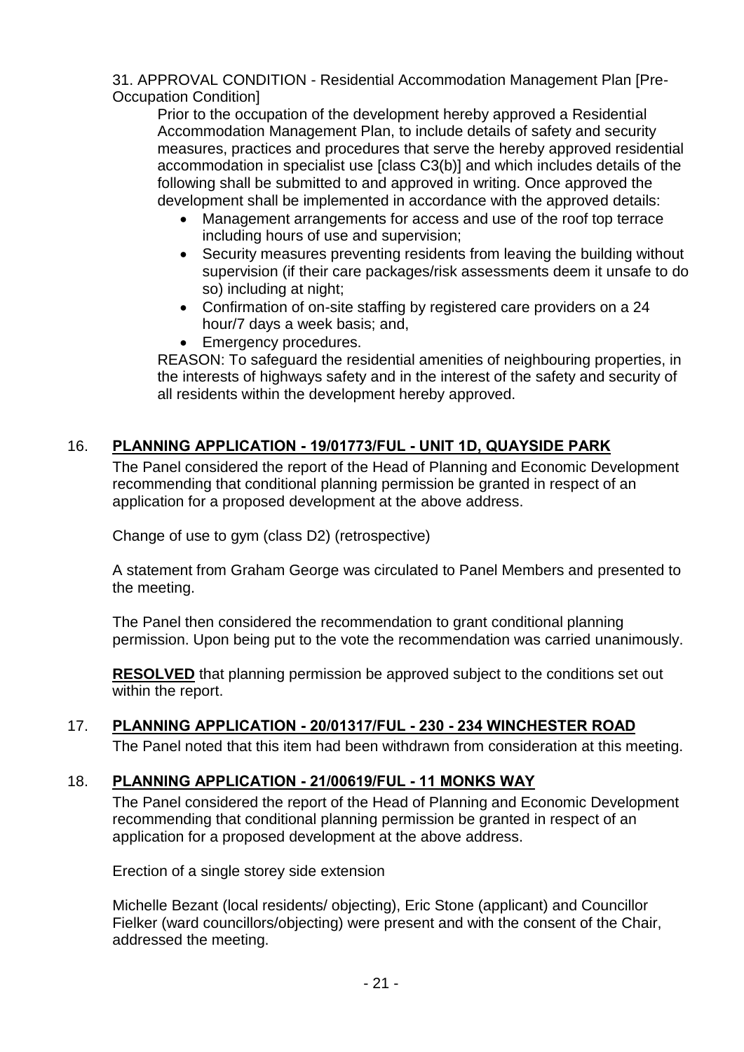31. APPROVAL CONDITION - Residential Accommodation Management Plan [Pre-Occupation Condition]

Prior to the occupation of the development hereby approved a Residential Accommodation Management Plan, to include details of safety and security measures, practices and procedures that serve the hereby approved residential accommodation in specialist use [class C3(b)] and which includes details of the following shall be submitted to and approved in writing. Once approved the development shall be implemented in accordance with the approved details:

- Management arrangements for access and use of the roof top terrace including hours of use and supervision;
- Security measures preventing residents from leaving the building without supervision (if their care packages/risk assessments deem it unsafe to do so) including at night;
- Confirmation of on-site staffing by registered care providers on a 24 hour/7 days a week basis; and,
- Emergency procedures.

REASON: To safeguard the residential amenities of neighbouring properties, in the interests of highways safety and in the interest of the safety and security of all residents within the development hereby approved.

## 16. PLANNING APPLICATION - 19/01773/FUL - UNIT 1D, QUAYSIDE PARK

The Panel considered the report of the Head of Planning and Economic Development recommending that conditional planning permission be granted in respect of an application for a proposed development at the above address.

Change of use to gym (class D2) (retrospective)

A statement from Graham George was circulated to Panel Members and presented to the meeting.

The Panel then considered the recommendation to grant conditional planning permission. Upon being put to the vote the recommendation was carried unanimously.

**RESOLVED** that planning permission be approved subject to the conditions set out within the report.

## 17. PLANNING APPLICATION - 20/01317/FUL - 230 - 234 WINCHESTER ROAD

The Panel noted that this item had been withdrawn from consideration at this meeting.

## 18. PLANNING APPLICATION - 21/00619/FUL - 11 MONKS WAY

The Panel considered the report of the Head of Planning and Economic Development recommending that conditional planning permission be granted in respect of an application for a proposed development at the above address.

Erection of a single storey side extension

Michelle Bezant (local residents/ objecting), Eric Stone (applicant) and Councillor Fielker (ward councillors/objecting) were present and with the consent of the Chair, addressed the meeting.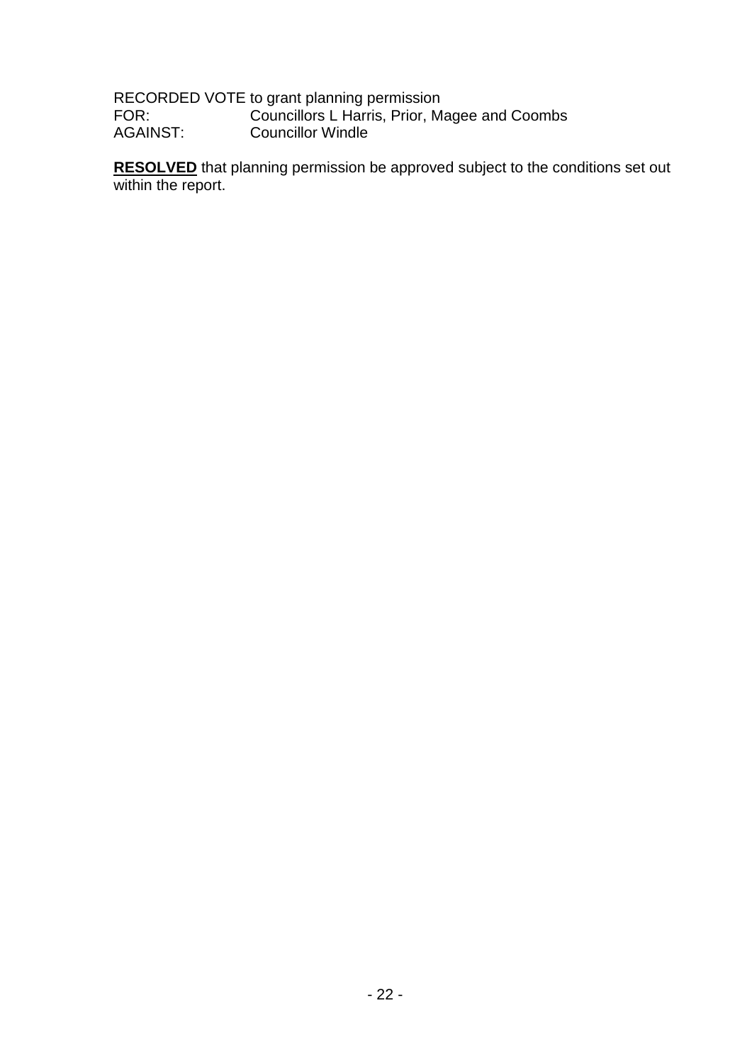RECORDED VOTE to grant planning permission

| | |
|---|---|
| FOR: | Councillors L Harris, Prior, Magee and Coombs |
| AGAINST: | Councillor Windle |

**RESOLVED** that planning permission be approved subject to the conditions set out within the report.